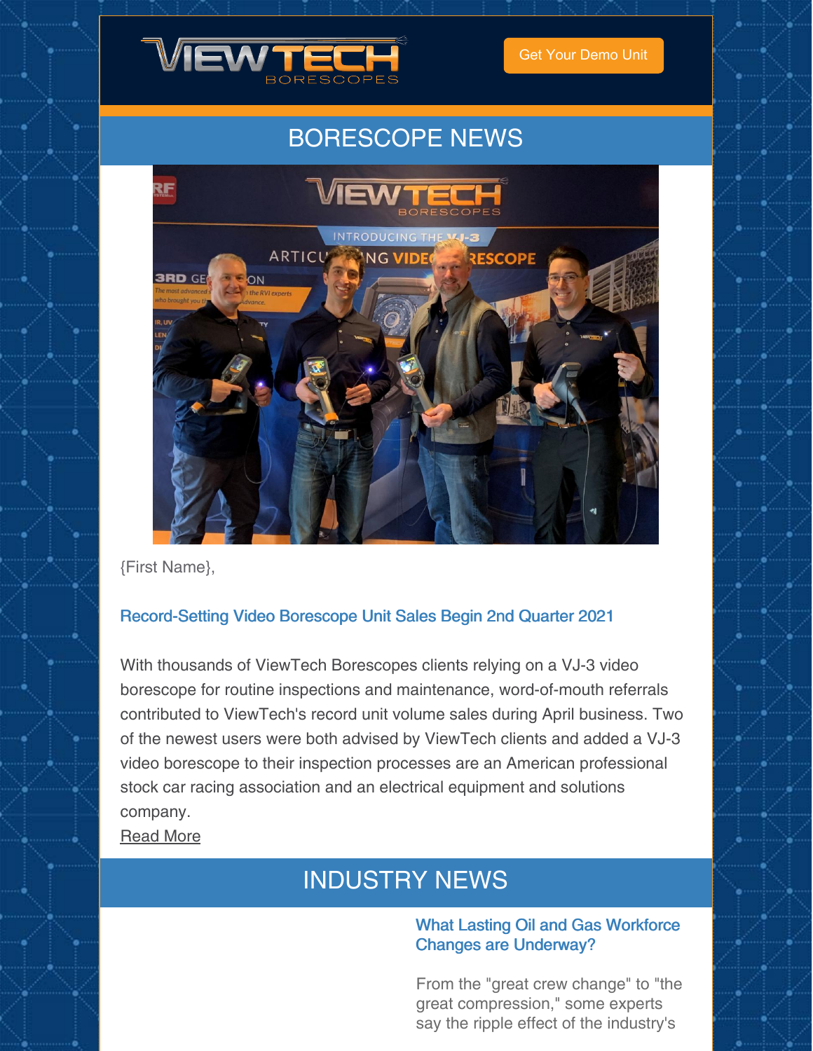Get Your Demo Unit

# BORESCOPE NEWS

{First Name},

### Record-Setting Video Borescope Unit Sales Begin 2nd Quarter 2021

With thousands of ViewTech Borescopes clients relying on a VJ-3 video borescope for routine inspections and maintenance, word-of-mouth referrals contributed to ViewTech's record unit volume sales during April business. Two of the newest users were both advised by ViewTech clients and added a VJ-3 video borescope to their inspection processes are an American professional stock car racing association and an electrical equipment and solutions company.

Read More

# INDUSTRY NEWS

### What Lasting Oil and Gas Workforce Changes are Underway?

From the "great crew change" to "the great compression," some experts say the ripple effect of the industry's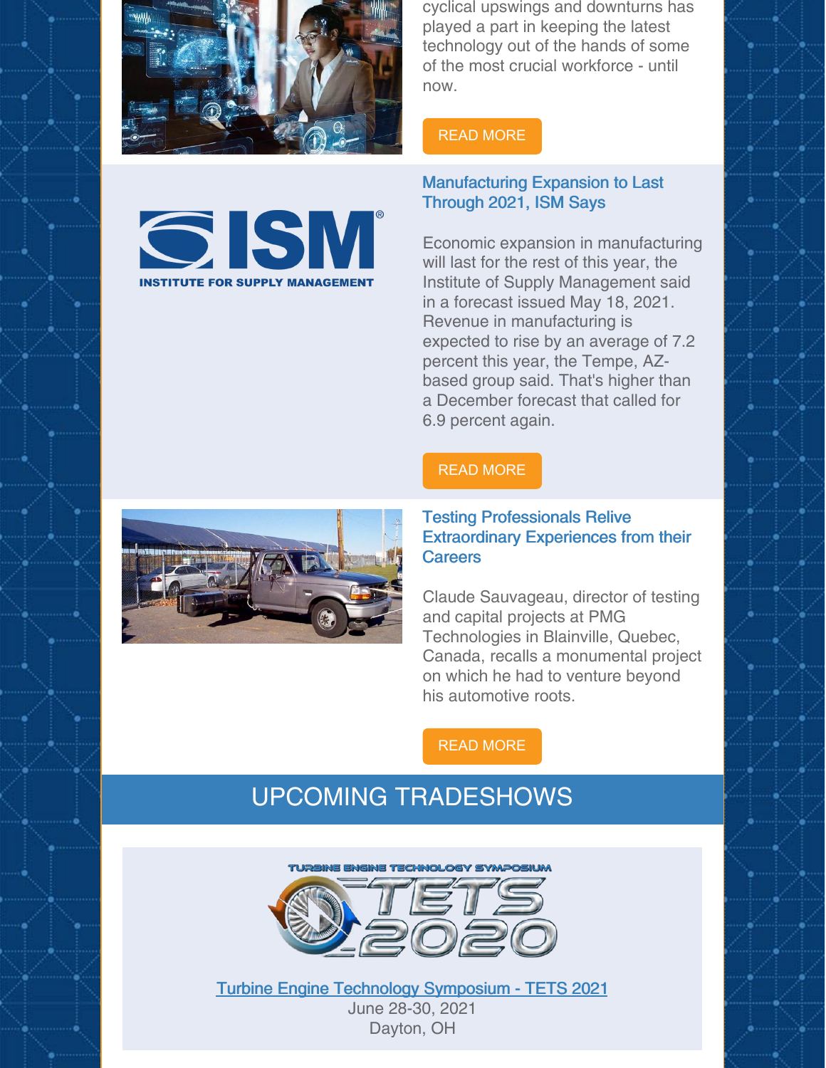cyclical upswings and downturns has played a part in keeping the latest technology out of the hands of some of the most crucial workforce - until now.

READ MORE

### Manufacturing Expansion to Last Through 2021, ISM Says

Economic expansion in manufacturing will last for the rest of this year, the Institute of Supply Management said in a forecast issued May 18, 2021. Revenue in manufacturing is expected to rise by an average of 7.2 percent this year, the Tempe, AZ-based group said. That's higher than a December forecast that called for 6.9 percent again.

READ MORE

### Testing Professionals Relive Extraordinary Experiences from their Careers

Claude Sauvageau, director of testing and capital projects at PMG Technologies in Blainville, Quebec, Canada, recalls a monumental project on which he had to venture beyond his automotive roots.

READ MORE

## UPCOMING TRADESHOWS

Turbine Engine Technology Symposium - TETS 2021
June 28-30, 2021
Dayton, OH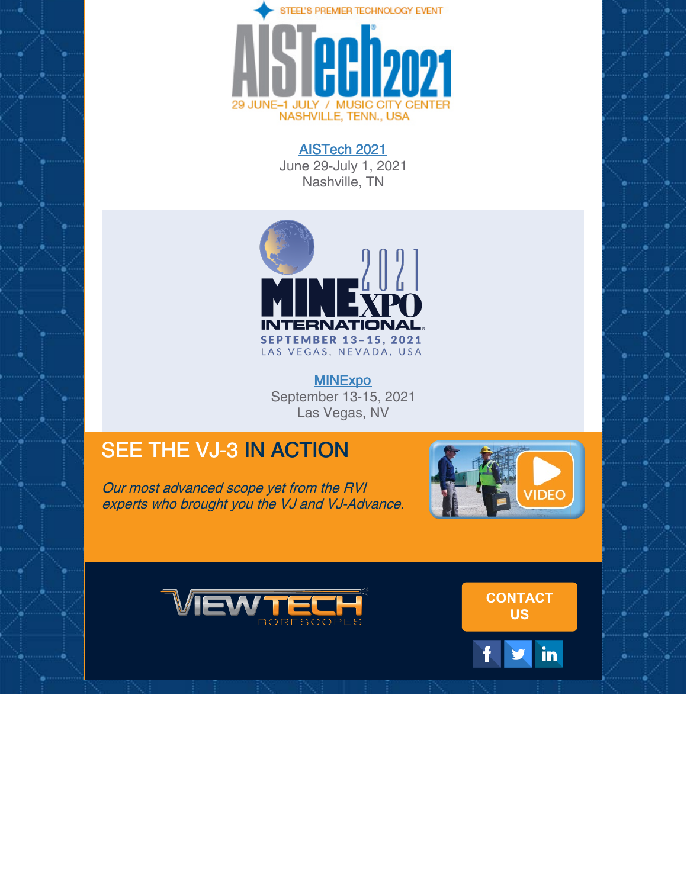STEEL'S PREMIER TECHNOLOGY EVENT

AISTech2021

29 JUNE–1 JULY / MUSIC CITY CENTER
NASHVILLE, TENN., USA

AISTech 2021
June 29-July 1, 2021
Nashville, TN

2021 MINEXPO INTERNATIONAL
SEPTEMBER 13-15, 2021
LAS VEGAS, NEVADA, USA

MINExpo
September 13-15, 2021
Las Vegas, NV

## SEE THE VJ-3 IN ACTION

*Our most advanced scope yet from the RVI experts who brought you the VJ and VJ-Advance.*

VIDEO

VIEWTECH BORESCOPES

CONTACT US